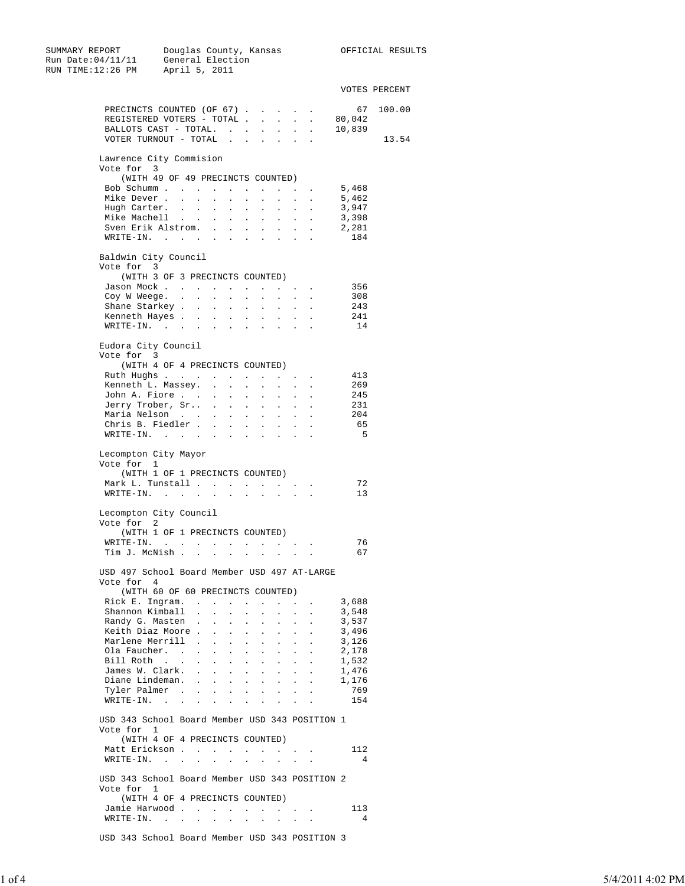SUMMARY REPORT — Douglas County, Kansas — OFFICIAL RESULTS

Run Date:04/11/11 — General Election

RUN TIME:12:26 PM — April 5, 2011

| | VOTES | PERCENT |
|---|---|---|
| PRECINCTS COUNTED (OF 67) | 67 | 100.00 |
| REGISTERED VOTERS - TOTAL | 80,042 | |
| BALLOTS CAST - TOTAL. | 10,839 | |
| VOTER TURNOUT - TOTAL | | 13.54 |

## Lawrence City Commision
Vote for 3
(WITH 49 OF 49 PRECINCTS COUNTED)

| Candidate | Votes |
|---|---|
| Bob Schumm | 5,468 |
| Mike Dever | 5,462 |
| Hugh Carter. | 3,947 |
| Mike Machell | 3,398 |
| Sven Erik Alstrom. | 2,281 |
| WRITE-IN. | 184 |

## Baldwin City Council
Vote for 3
(WITH 3 OF 3 PRECINCTS COUNTED)

| Candidate | Votes |
|---|---|
| Jason Mock | 356 |
| Coy W Weege. | 308 |
| Shane Starkey | 243 |
| Kenneth Hayes | 241 |
| WRITE-IN. | 14 |

## Eudora City Council
Vote for 3
(WITH 4 OF 4 PRECINCTS COUNTED)

| Candidate | Votes |
|---|---|
| Ruth Hughs | 413 |
| Kenneth L. Massey. | 269 |
| John A. Fiore | 245 |
| Jerry Trober, Sr.. | 231 |
| Maria Nelson | 204 |
| Chris B. Fiedler | 65 |
| WRITE-IN. | 5 |

## Lecompton City Mayor
Vote for 1
(WITH 1 OF 1 PRECINCTS COUNTED)

| Candidate | Votes |
|---|---|
| Mark L. Tunstall | 72 |
| WRITE-IN. | 13 |

## Lecompton City Council
Vote for 2
(WITH 1 OF 1 PRECINCTS COUNTED)

| Candidate | Votes |
|---|---|
| WRITE-IN. | 76 |
| Tim J. McNish | 67 |

## USD 497 School Board Member USD 497 AT-LARGE
Vote for 4
(WITH 60 OF 60 PRECINCTS COUNTED)

| Candidate | Votes |
|---|---|
| Rick E. Ingram. | 3,688 |
| Shannon Kimball | 3,548 |
| Randy G. Masten | 3,537 |
| Keith Diaz Moore | 3,496 |
| Marlene Merrill | 3,126 |
| Ola Faucher. | 2,178 |
| Bill Roth | 1,532 |
| James W. Clark. | 1,476 |
| Diane Lindeman. | 1,176 |
| Tyler Palmer | 769 |
| WRITE-IN. | 154 |

## USD 343 School Board Member USD 343 POSITION 1
Vote for 1
(WITH 4 OF 4 PRECINCTS COUNTED)

| Candidate | Votes |
|---|---|
| Matt Erickson | 112 |
| WRITE-IN. | 4 |

## USD 343 School Board Member USD 343 POSITION 2
Vote for 1
(WITH 4 OF 4 PRECINCTS COUNTED)

| Candidate | Votes |
|---|---|
| Jamie Harwood | 113 |
| WRITE-IN. | 4 |

## USD 343 School Board Member USD 343 POSITION 3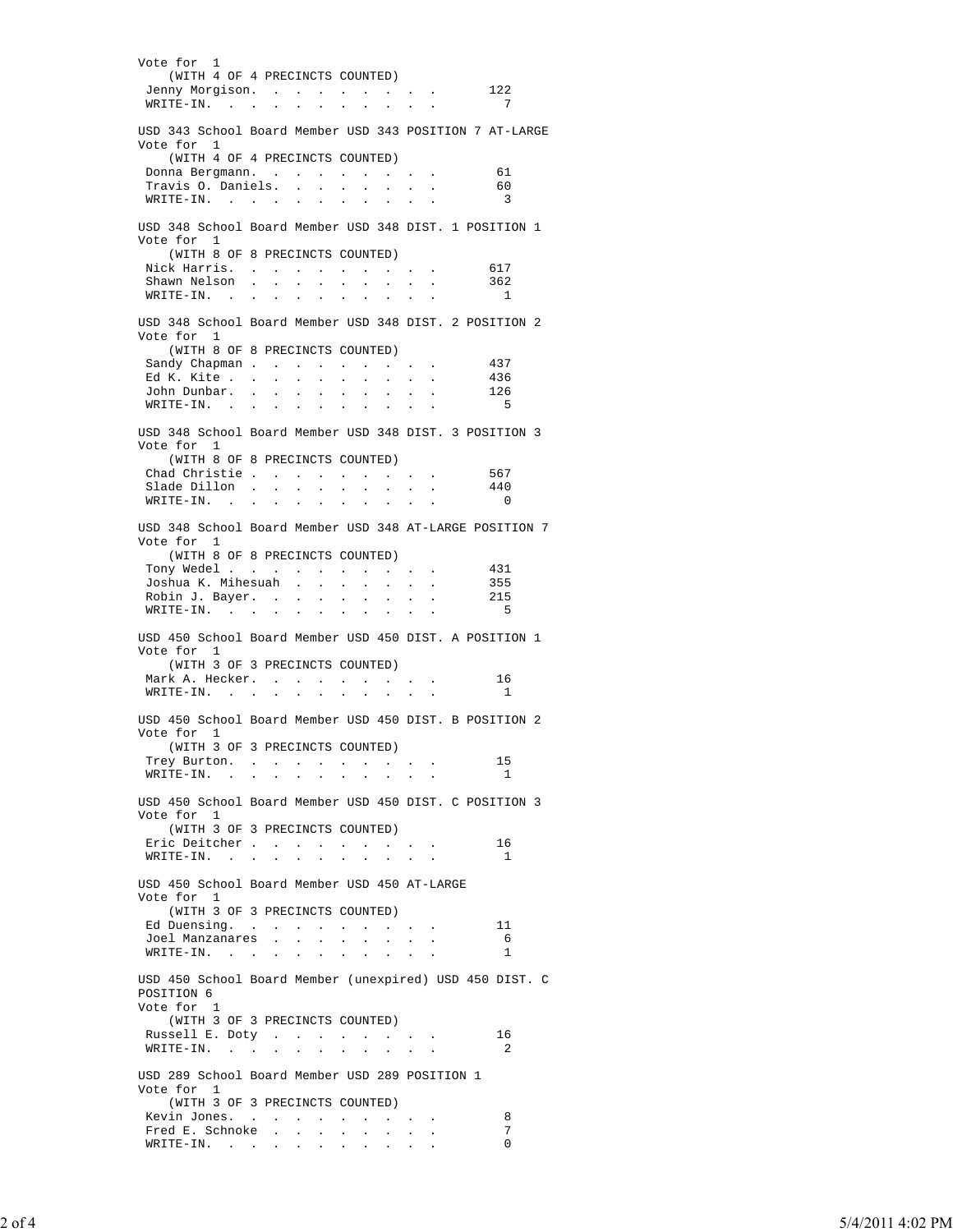Vote for 1
(WITH 4 OF 4 PRECINCTS COUNTED)

| Candidate | Votes |
|---|---|
| Jenny Morgison | 122 |
| WRITE-IN | 7 |

USD 343 School Board Member USD 343 POSITION 7 AT-LARGE
Vote for 1
(WITH 4 OF 4 PRECINCTS COUNTED)

| Candidate | Votes |
|---|---|
| Donna Bergmann | 61 |
| Travis O. Daniels | 60 |
| WRITE-IN | 3 |

USD 348 School Board Member USD 348 DIST. 1 POSITION 1
Vote for 1
(WITH 8 OF 8 PRECINCTS COUNTED)

| Candidate | Votes |
|---|---|
| Nick Harris | 617 |
| Shawn Nelson | 362 |
| WRITE-IN | 1 |

USD 348 School Board Member USD 348 DIST. 2 POSITION 2
Vote for 1
(WITH 8 OF 8 PRECINCTS COUNTED)

| Candidate | Votes |
|---|---|
| Sandy Chapman | 437 |
| Ed K. Kite | 436 |
| John Dunbar | 126 |
| WRITE-IN | 5 |

USD 348 School Board Member USD 348 DIST. 3 POSITION 3
Vote for 1
(WITH 8 OF 8 PRECINCTS COUNTED)

| Candidate | Votes |
|---|---|
| Chad Christie | 567 |
| Slade Dillon | 440 |
| WRITE-IN | 0 |

USD 348 School Board Member USD 348 AT-LARGE POSITION 7
Vote for 1
(WITH 8 OF 8 PRECINCTS COUNTED)

| Candidate | Votes |
|---|---|
| Tony Wedel | 431 |
| Joshua K. Mihesuah | 355 |
| Robin J. Bayer | 215 |
| WRITE-IN | 5 |

USD 450 School Board Member USD 450 DIST. A POSITION 1
Vote for 1
(WITH 3 OF 3 PRECINCTS COUNTED)

| Candidate | Votes |
|---|---|
| Mark A. Hecker | 16 |
| WRITE-IN | 1 |

USD 450 School Board Member USD 450 DIST. B POSITION 2
Vote for 1
(WITH 3 OF 3 PRECINCTS COUNTED)

| Candidate | Votes |
|---|---|
| Trey Burton | 15 |
| WRITE-IN | 1 |

USD 450 School Board Member USD 450 DIST. C POSITION 3
Vote for 1
(WITH 3 OF 3 PRECINCTS COUNTED)

| Candidate | Votes |
|---|---|
| Eric Deitcher | 16 |
| WRITE-IN | 1 |

USD 450 School Board Member USD 450 AT-LARGE
Vote for 1
(WITH 3 OF 3 PRECINCTS COUNTED)

| Candidate | Votes |
|---|---|
| Ed Duensing | 11 |
| Joel Manzanares | 6 |
| WRITE-IN | 1 |

USD 450 School Board Member (unexpired) USD 450 DIST. C POSITION 6
Vote for 1
(WITH 3 OF 3 PRECINCTS COUNTED)

| Candidate | Votes |
|---|---|
| Russell E. Doty | 16 |
| WRITE-IN | 2 |

USD 289 School Board Member USD 289 POSITION 1
Vote for 1
(WITH 3 OF 3 PRECINCTS COUNTED)

| Candidate | Votes |
|---|---|
| Kevin Jones | 8 |
| Fred E. Schnoke | 7 |
| WRITE-IN | 0 |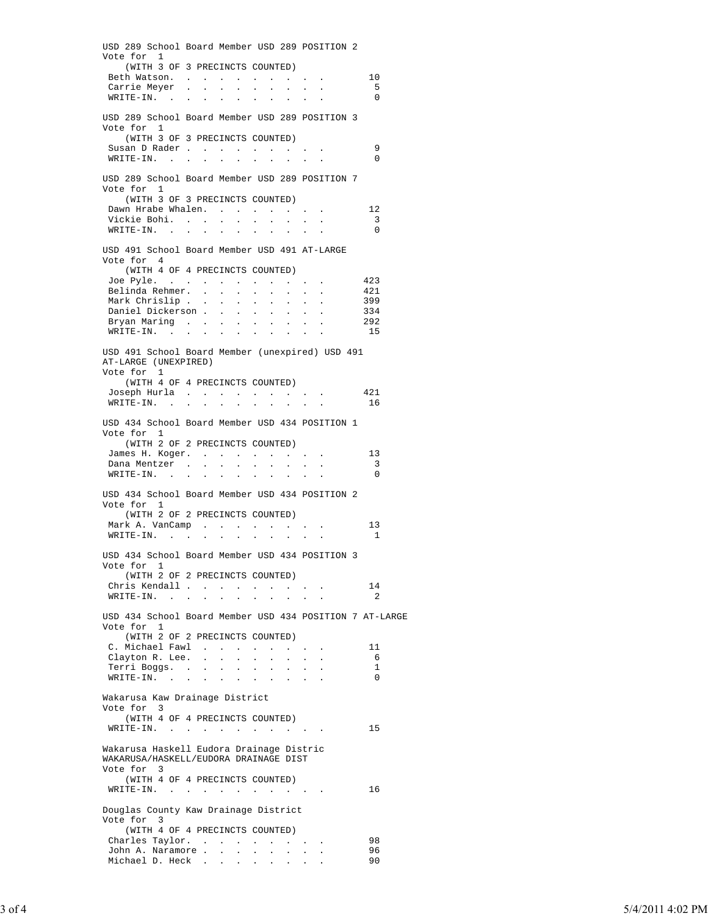USD 289 School Board Member USD 289 POSITION 2
Vote for 1
(WITH 3 OF 3 PRECINCTS COUNTED)

| Candidate | Votes |
|---|---|
| Beth Watson | 10 |
| Carrie Meyer | 5 |
| WRITE-IN | 0 |

USD 289 School Board Member USD 289 POSITION 3
Vote for 1
(WITH 3 OF 3 PRECINCTS COUNTED)

| Candidate | Votes |
|---|---|
| Susan D Rader | 9 |
| WRITE-IN | 0 |

USD 289 School Board Member USD 289 POSITION 7
Vote for 1
(WITH 3 OF 3 PRECINCTS COUNTED)

| Candidate | Votes |
|---|---|
| Dawn Hrabe Whalen | 12 |
| Vickie Bohi | 3 |
| WRITE-IN | 0 |

USD 491 School Board Member USD 491 AT-LARGE
Vote for 4
(WITH 4 OF 4 PRECINCTS COUNTED)

| Candidate | Votes |
|---|---|
| Joe Pyle | 423 |
| Belinda Rehmer | 421 |
| Mark Chrislip | 399 |
| Daniel Dickerson | 334 |
| Bryan Maring | 292 |
| WRITE-IN | 15 |

USD 491 School Board Member (unexpired) USD 491 AT-LARGE (UNEXPIRED)
Vote for 1
(WITH 4 OF 4 PRECINCTS COUNTED)

| Candidate | Votes |
|---|---|
| Joseph Hurla | 421 |
| WRITE-IN | 16 |

USD 434 School Board Member USD 434 POSITION 1
Vote for 1
(WITH 2 OF 2 PRECINCTS COUNTED)

| Candidate | Votes |
|---|---|
| James H. Koger | 13 |
| Dana Mentzer | 3 |
| WRITE-IN | 0 |

USD 434 School Board Member USD 434 POSITION 2
Vote for 1
(WITH 2 OF 2 PRECINCTS COUNTED)

| Candidate | Votes |
|---|---|
| Mark A. VanCamp | 13 |
| WRITE-IN | 1 |

USD 434 School Board Member USD 434 POSITION 3
Vote for 1
(WITH 2 OF 2 PRECINCTS COUNTED)

| Candidate | Votes |
|---|---|
| Chris Kendall | 14 |
| WRITE-IN | 2 |

USD 434 School Board Member USD 434 POSITION 7 AT-LARGE
Vote for 1
(WITH 2 OF 2 PRECINCTS COUNTED)

| Candidate | Votes |
|---|---|
| C. Michael Fawl | 11 |
| Clayton R. Lee | 6 |
| Terri Boggs | 1 |
| WRITE-IN | 0 |

Wakarusa Kaw Drainage District
Vote for 3
(WITH 4 OF 4 PRECINCTS COUNTED)

| Candidate | Votes |
|---|---|
| WRITE-IN | 15 |

Wakarusa Haskell Eudora Drainage Distric WAKARUSA/HASKELL/EUDORA DRAINAGE DIST
Vote for 3
(WITH 4 OF 4 PRECINCTS COUNTED)

| Candidate | Votes |
|---|---|
| WRITE-IN | 16 |

Douglas County Kaw Drainage District
Vote for 3
(WITH 4 OF 4 PRECINCTS COUNTED)

| Candidate | Votes |
|---|---|
| Charles Taylor | 98 |
| John A. Naramore | 96 |
| Michael D. Heck | 90 |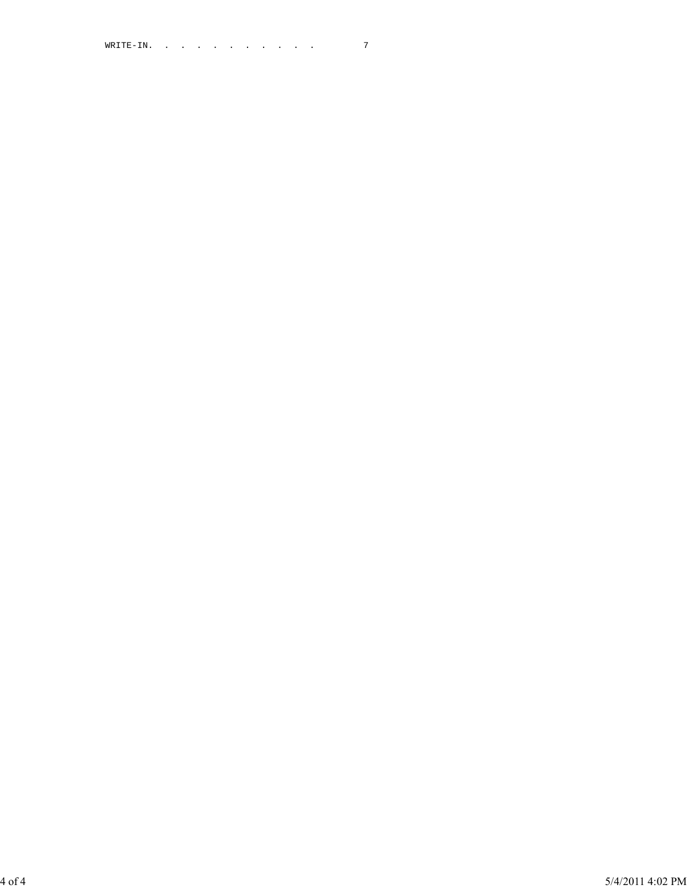```
WRITE-IN. . . . . . . . . . .        7
```